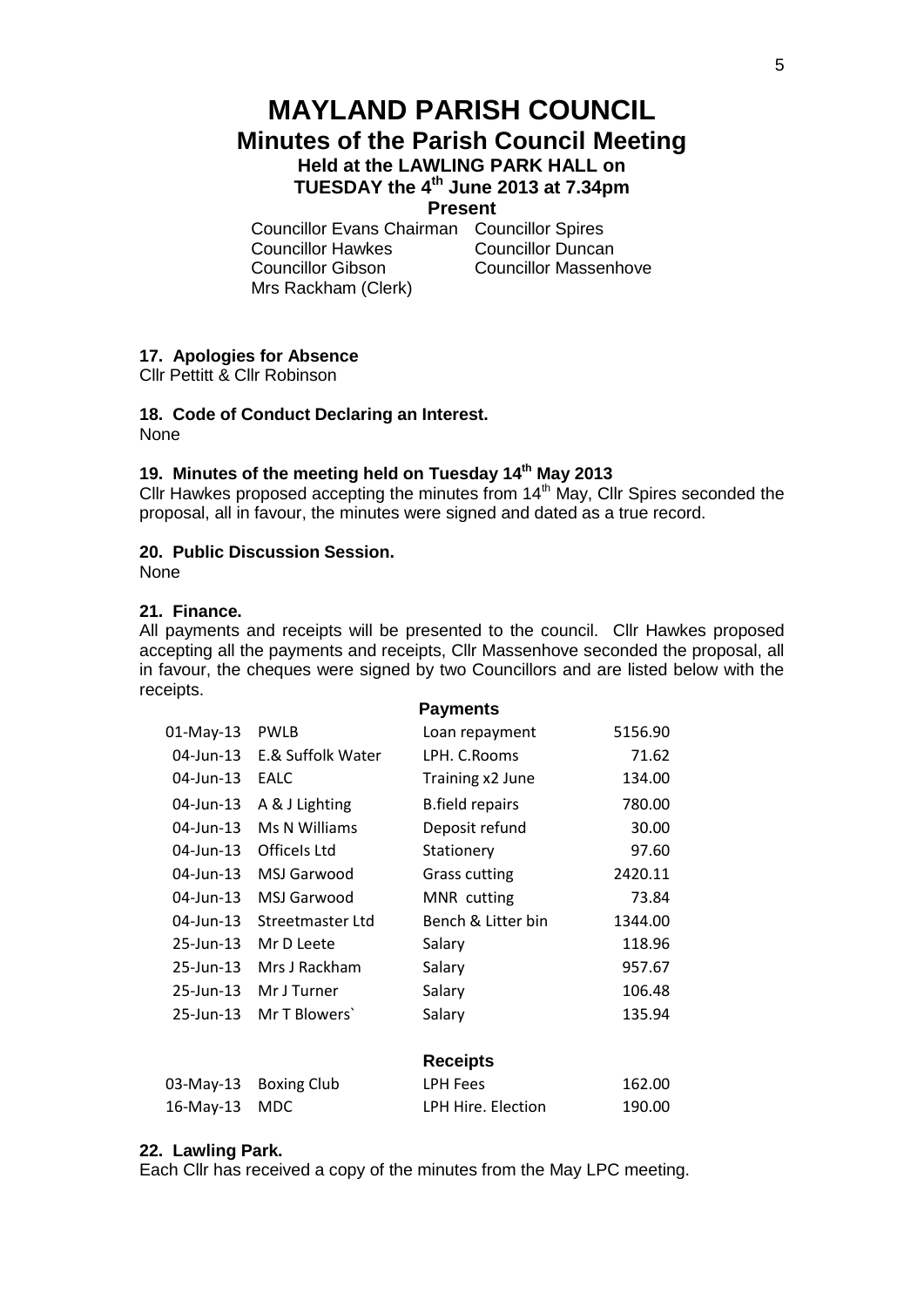# MAYLAND PARISH COUNCIL

## Minutes of the Parish Council Meeting

### Held at the LAWLING PARK HALL on TUESDAY the 4th June 2013 at 7.34pm

**Present**

| | |
|---|---|
| Councillor Evans Chairman | Councillor Spires |
| Councillor Hawkes | Councillor Duncan |
| Councillor Gibson | Councillor Massenhove |
| Mrs Rackham (Clerk) | |

**17. Apologies for Absence**

Cllr Pettitt & Cllr Robinson

**18. Code of Conduct Declaring an Interest.**

None

**19. Minutes of the meeting held on Tuesday 14th May 2013**

Cllr Hawkes proposed accepting the minutes from 14th May, Cllr Spires seconded the proposal, all in favour, the minutes were signed and dated as a true record.

**20. Public Discussion Session.**

None

**21. Finance.**

All payments and receipts will be presented to the council. Cllr Hawkes proposed accepting all the payments and receipts, Cllr Massenhove seconded the proposal, all in favour, the cheques were signed by two Councillors and are listed below with the receipts.

**Payments**

| Date | Payee | Description | Amount |
|---|---|---|---|
| 01-May-13 | PWLB | Loan repayment | 5156.90 |
| 04-Jun-13 | E.& Suffolk Water | LPH. C.Rooms | 71.62 |
| 04-Jun-13 | EALC | Training x2 June | 134.00 |
| 04-Jun-13 | A & J Lighting | B.field repairs | 780.00 |
| 04-Jun-13 | Ms N Williams | Deposit refund | 30.00 |
| 04-Jun-13 | Officels Ltd | Stationery | 97.60 |
| 04-Jun-13 | MSJ Garwood | Grass cutting | 2420.11 |
| 04-Jun-13 | MSJ Garwood | MNR cutting | 73.84 |
| 04-Jun-13 | Streetmaster Ltd | Bench & Litter bin | 1344.00 |
| 25-Jun-13 | Mr D Leete | Salary | 118.96 |
| 25-Jun-13 | Mrs J Rackham | Salary | 957.67 |
| 25-Jun-13 | Mr J Turner | Salary | 106.48 |
| 25-Jun-13 | Mr T Blowers` | Salary | 135.94 |

**Receipts**

| Date | Payer | Description | Amount |
|---|---|---|---|
| 03-May-13 | Boxing Club | LPH Fees | 162.00 |
| 16-May-13 | MDC | LPH Hire. Election | 190.00 |

**22. Lawling Park.**

Each Cllr has received a copy of the minutes from the May LPC meeting.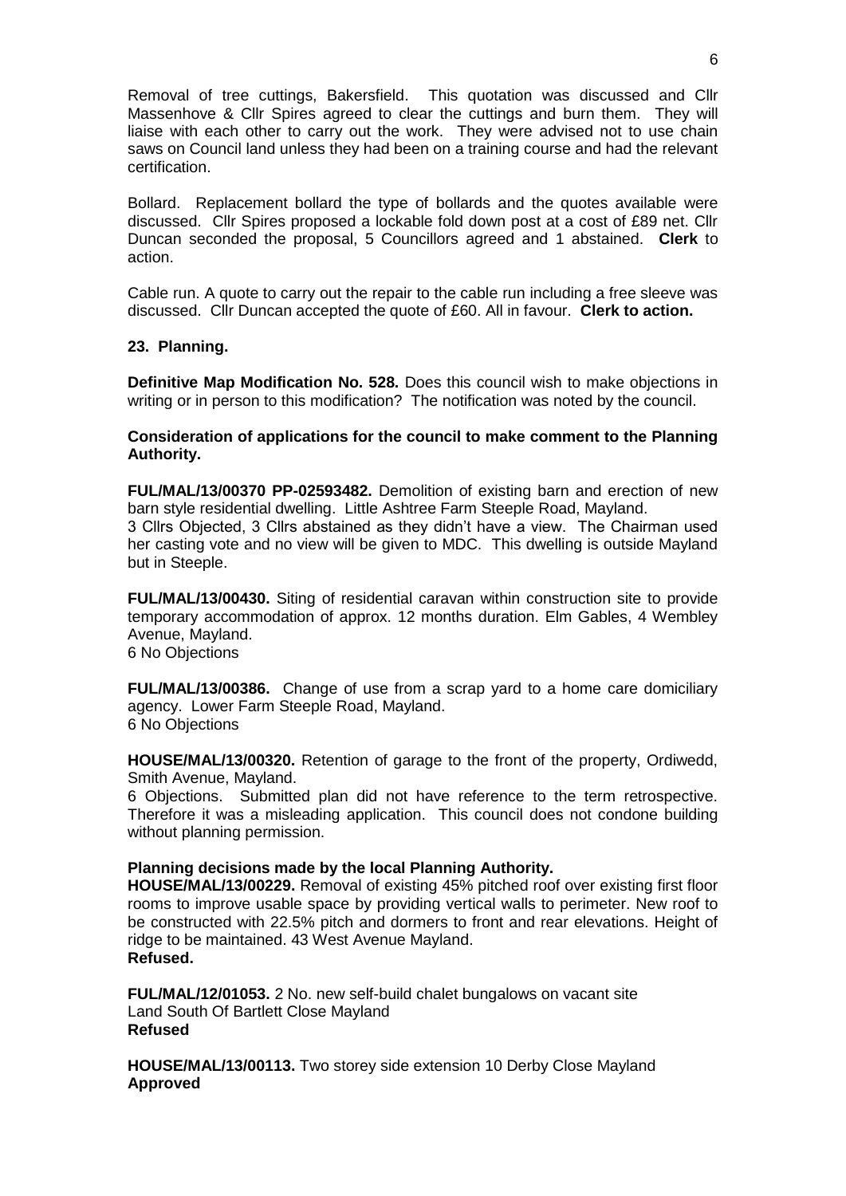Removal of tree cuttings, Bakersfield. This quotation was discussed and Cllr Massenhove & Cllr Spires agreed to clear the cuttings and burn them. They will liaise with each other to carry out the work. They were advised not to use chain saws on Council land unless they had been on a training course and had the relevant certification.

Bollard. Replacement bollard the type of bollards and the quotes available were discussed. Cllr Spires proposed a lockable fold down post at a cost of £89 net. Cllr Duncan seconded the proposal, 5 Councillors agreed and 1 abstained. **Clerk** to action.

Cable run. A quote to carry out the repair to the cable run including a free sleeve was discussed. Cllr Duncan accepted the quote of £60. All in favour. **Clerk to action.**

### 23. Planning.

**Definitive Map Modification No. 528.** Does this council wish to make objections in writing or in person to this modification? The notification was noted by the council.

**Consideration of applications for the council to make comment to the Planning Authority.**

**FUL/MAL/13/00370 PP-02593482.** Demolition of existing barn and erection of new barn style residential dwelling. Little Ashtree Farm Steeple Road, Mayland.
3 Cllrs Objected, 3 Cllrs abstained as they didn't have a view. The Chairman used her casting vote and no view will be given to MDC. This dwelling is outside Mayland but in Steeple.

**FUL/MAL/13/00430.** Siting of residential caravan within construction site to provide temporary accommodation of approx. 12 months duration. Elm Gables, 4 Wembley Avenue, Mayland.
6 No Objections

**FUL/MAL/13/00386.** Change of use from a scrap yard to a home care domiciliary agency. Lower Farm Steeple Road, Mayland.
6 No Objections

**HOUSE/MAL/13/00320.** Retention of garage to the front of the property, Ordiwedd, Smith Avenue, Mayland.
6 Objections. Submitted plan did not have reference to the term retrospective. Therefore it was a misleading application. This council does not condone building without planning permission.

**Planning decisions made by the local Planning Authority.**

**HOUSE/MAL/13/00229.** Removal of existing 45% pitched roof over existing first floor rooms to improve usable space by providing vertical walls to perimeter. New roof to be constructed with 22.5% pitch and dormers to front and rear elevations. Height of ridge to be maintained. 43 West Avenue Mayland.
**Refused.**

**FUL/MAL/12/01053.** 2 No. new self-build chalet bungalows on vacant site
Land South Of Bartlett Close Mayland
**Refused**

**HOUSE/MAL/13/00113.** Two storey side extension 10 Derby Close Mayland
**Approved**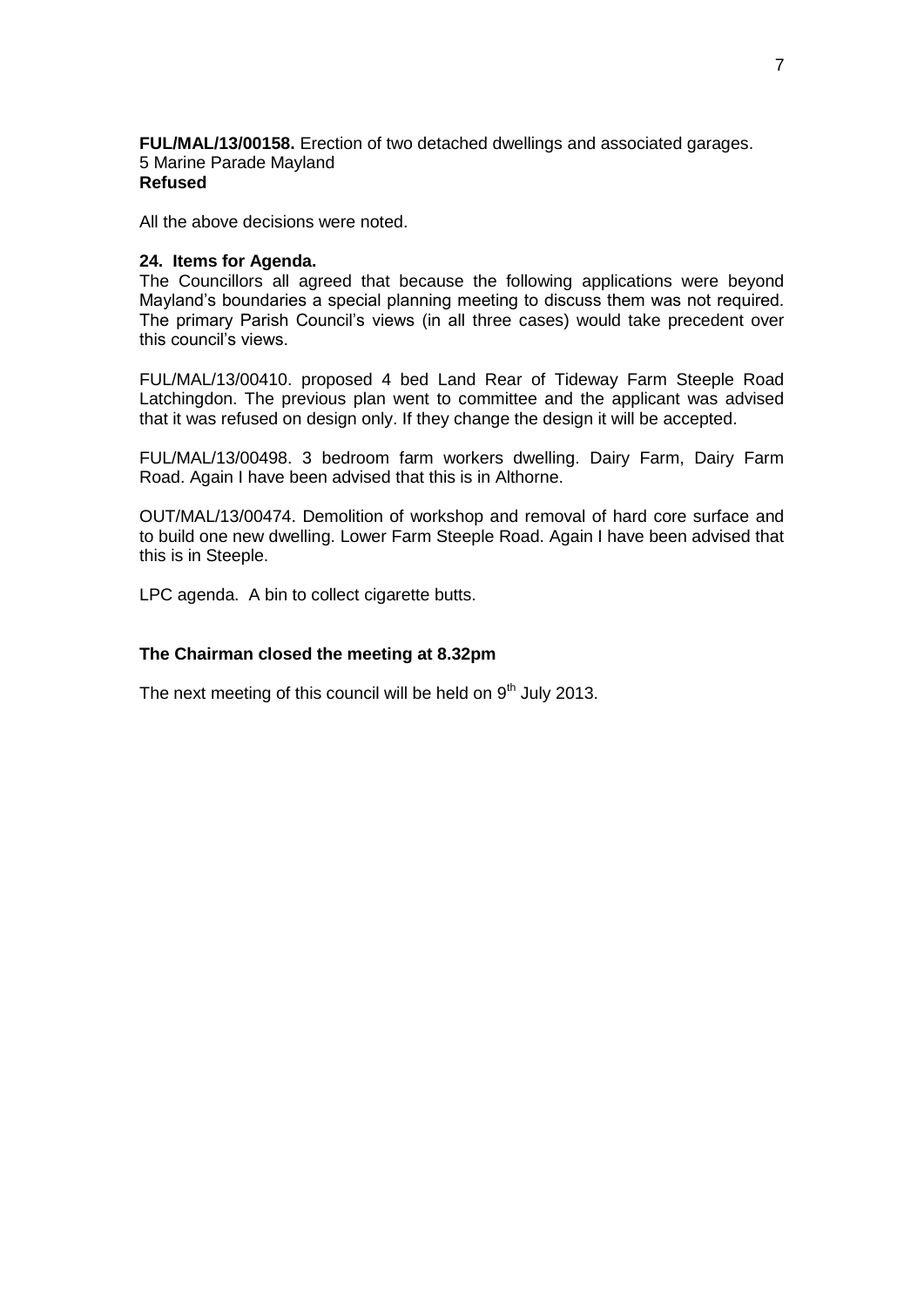**FUL/MAL/13/00158.** Erection of two detached dwellings and associated garages.
5 Marine Parade Mayland
**Refused**

All the above decisions were noted.

**24. Items for Agenda.**

The Councillors all agreed that because the following applications were beyond Mayland's boundaries a special planning meeting to discuss them was not required. The primary Parish Council's views (in all three cases) would take precedent over this council's views.

FUL/MAL/13/00410. proposed 4 bed Land Rear of Tideway Farm Steeple Road Latchingdon. The previous plan went to committee and the applicant was advised that it was refused on design only. If they change the design it will be accepted.

FUL/MAL/13/00498. 3 bedroom farm workers dwelling. Dairy Farm, Dairy Farm Road. Again I have been advised that this is in Althorne.

OUT/MAL/13/00474. Demolition of workshop and removal of hard core surface and to build one new dwelling. Lower Farm Steeple Road. Again I have been advised that this is in Steeple.

LPC agenda. A bin to collect cigarette butts.

**The Chairman closed the meeting at 8.32pm**

The next meeting of this council will be held on 9th July 2013.